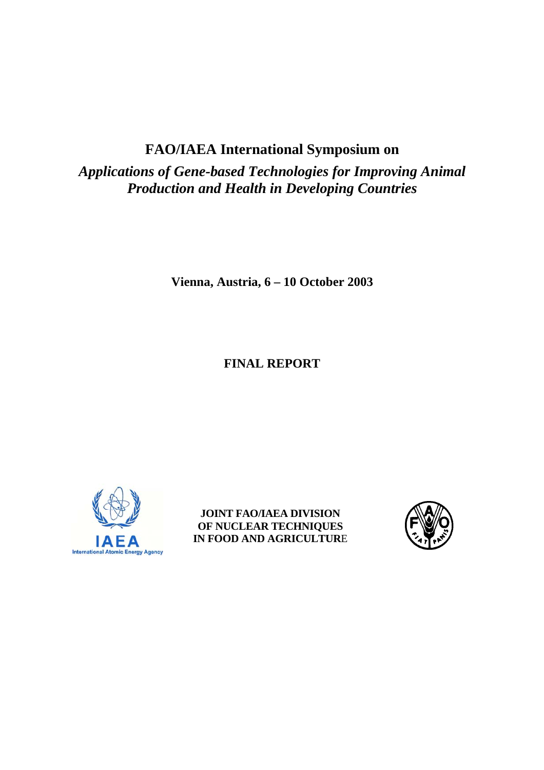# FAO/IAEA International Symposium on

## *Applications of Gene-based Technologies for Improving Animal Production and Health in Developing Countries*

**Vienna, Austria, 6 – 10 October 2003**

**FINAL REPORT**

International Atomic Energy Agency

**JOINT FAO/IAEA DIVISION OF NUCLEAR TECHNIQUES IN FOOD AND AGRICULTURE**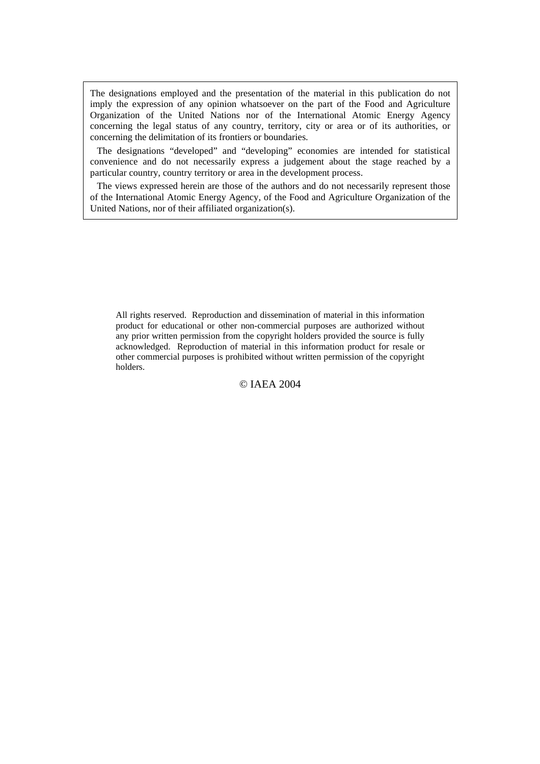The designations employed and the presentation of the material in this publication do not imply the expression of any opinion whatsoever on the part of the Food and Agriculture Organization of the United Nations nor of the International Atomic Energy Agency concerning the legal status of any country, territory, city or area or of its authorities, or concerning the delimitation of its frontiers or boundaries.

The designations "developed" and "developing" economies are intended for statistical convenience and do not necessarily express a judgement about the stage reached by a particular country, country territory or area in the development process.

The views expressed herein are those of the authors and do not necessarily represent those of the International Atomic Energy Agency, of the Food and Agriculture Organization of the United Nations, nor of their affiliated organization(s).

All rights reserved. Reproduction and dissemination of material in this information product for educational or other non-commercial purposes are authorized without any prior written permission from the copyright holders provided the source is fully acknowledged. Reproduction of material in this information product for resale or other commercial purposes is prohibited without written permission of the copyright holders.

© IAEA 2004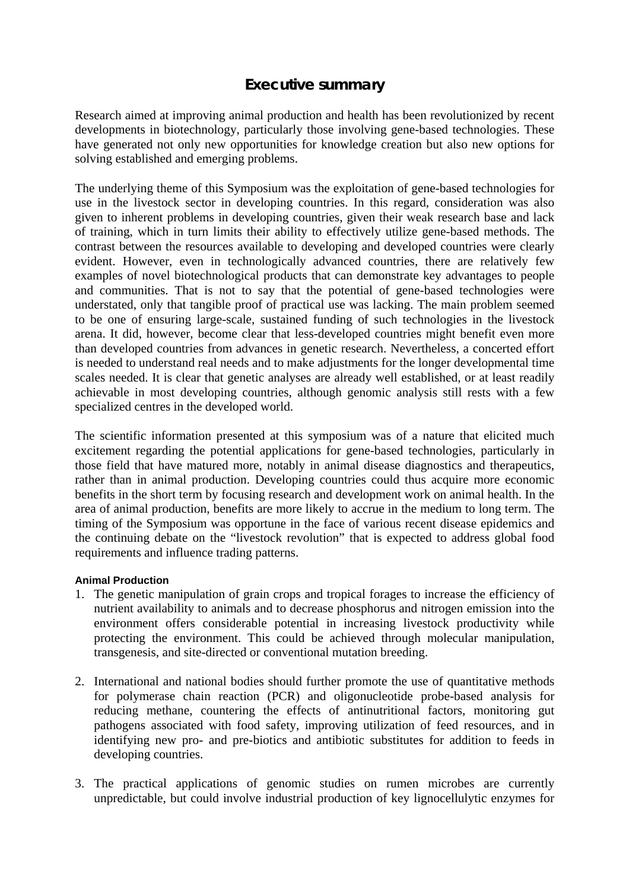# Executive summary

Research aimed at improving animal production and health has been revolutionized by recent developments in biotechnology, particularly those involving gene-based technologies. These have generated not only new opportunities for knowledge creation but also new options for solving established and emerging problems.

The underlying theme of this Symposium was the exploitation of gene-based technologies for use in the livestock sector in developing countries. In this regard, consideration was also given to inherent problems in developing countries, given their weak research base and lack of training, which in turn limits their ability to effectively utilize gene-based methods. The contrast between the resources available to developing and developed countries were clearly evident. However, even in technologically advanced countries, there are relatively few examples of novel biotechnological products that can demonstrate key advantages to people and communities. That is not to say that the potential of gene-based technologies were understated, only that tangible proof of practical use was lacking. The main problem seemed to be one of ensuring large-scale, sustained funding of such technologies in the livestock arena. It did, however, become clear that less-developed countries might benefit even more than developed countries from advances in genetic research. Nevertheless, a concerted effort is needed to understand real needs and to make adjustments for the longer developmental time scales needed. It is clear that genetic analyses are already well established, or at least readily achievable in most developing countries, although genomic analysis still rests with a few specialized centres in the developed world.

The scientific information presented at this symposium was of a nature that elicited much excitement regarding the potential applications for gene-based technologies, particularly in those field that have matured more, notably in animal disease diagnostics and therapeutics, rather than in animal production. Developing countries could thus acquire more economic benefits in the short term by focusing research and development work on animal health. In the area of animal production, benefits are more likely to accrue in the medium to long term. The timing of the Symposium was opportune in the face of various recent disease epidemics and the continuing debate on the "livestock revolution" that is expected to address global food requirements and influence trading patterns.

#### Animal Production

1. The genetic manipulation of grain crops and tropical forages to increase the efficiency of nutrient availability to animals and to decrease phosphorus and nitrogen emission into the environment offers considerable potential in increasing livestock productivity while protecting the environment. This could be achieved through molecular manipulation, transgenesis, and site-directed or conventional mutation breeding.

2. International and national bodies should further promote the use of quantitative methods for polymerase chain reaction (PCR) and oligonucleotide probe-based analysis for reducing methane, countering the effects of antinutritional factors, monitoring gut pathogens associated with food safety, improving utilization of feed resources, and in identifying new pro- and pre-biotics and antibiotic substitutes for addition to feeds in developing countries.

3. The practical applications of genomic studies on rumen microbes are currently unpredictable, but could involve industrial production of key lignocellulytic enzymes for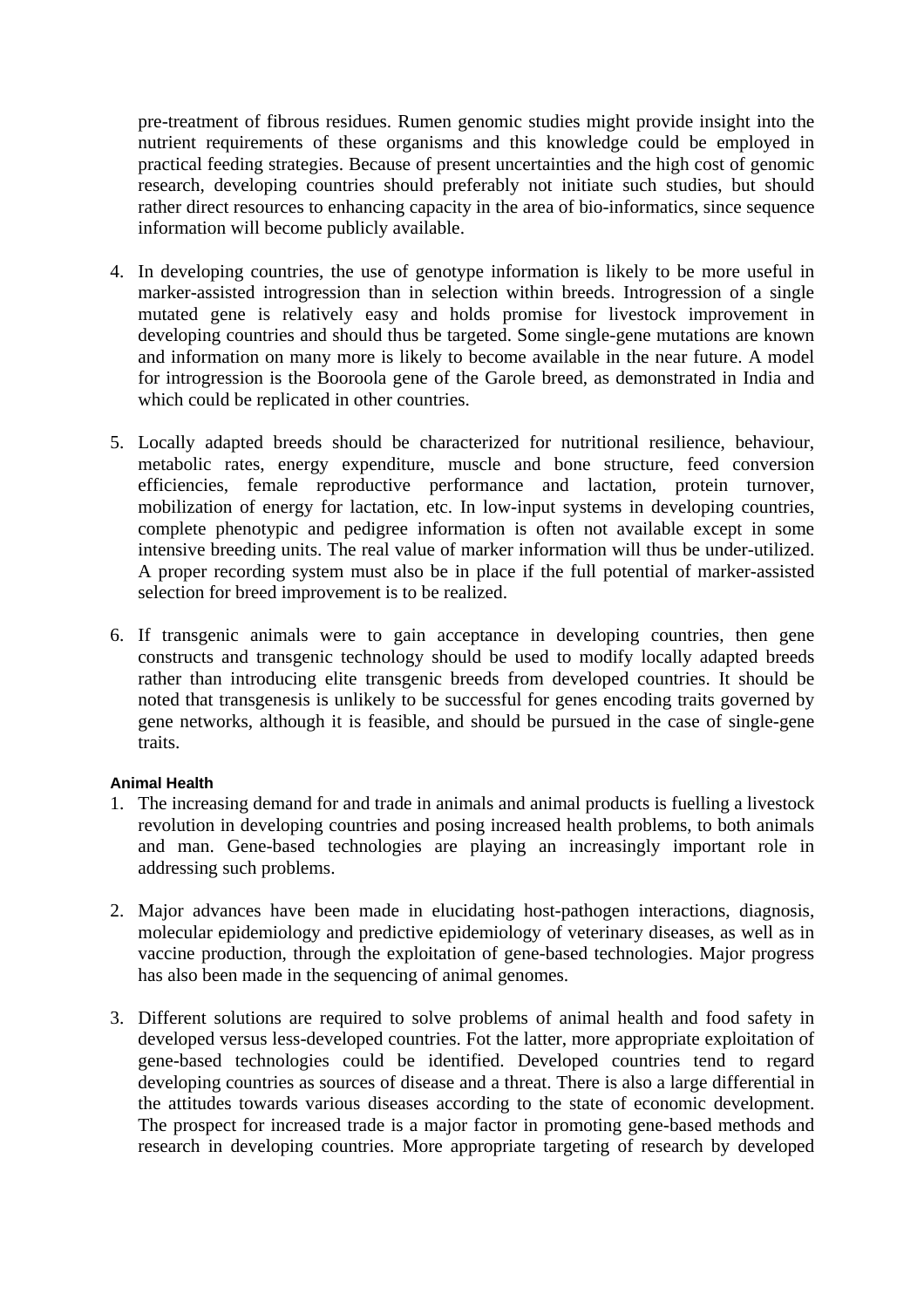pre-treatment of fibrous residues. Rumen genomic studies might provide insight into the nutrient requirements of these organisms and this knowledge could be employed in practical feeding strategies. Because of present uncertainties and the high cost of genomic research, developing countries should preferably not initiate such studies, but should rather direct resources to enhancing capacity in the area of bio-informatics, since sequence information will become publicly available.

4. In developing countries, the use of genotype information is likely to be more useful in marker-assisted introgression than in selection within breeds. Introgression of a single mutated gene is relatively easy and holds promise for livestock improvement in developing countries and should thus be targeted. Some single-gene mutations are known and information on many more is likely to become available in the near future. A model for introgression is the Booroola gene of the Garole breed, as demonstrated in India and which could be replicated in other countries.

5. Locally adapted breeds should be characterized for nutritional resilience, behaviour, metabolic rates, energy expenditure, muscle and bone structure, feed conversion efficiencies, female reproductive performance and lactation, protein turnover, mobilization of energy for lactation, etc. In low-input systems in developing countries, complete phenotypic and pedigree information is often not available except in some intensive breeding units. The real value of marker information will thus be under-utilized. A proper recording system must also be in place if the full potential of marker-assisted selection for breed improvement is to be realized.

6. If transgenic animals were to gain acceptance in developing countries, then gene constructs and transgenic technology should be used to modify locally adapted breeds rather than introducing elite transgenic breeds from developed countries. It should be noted that transgenesis is unlikely to be successful for genes encoding traits governed by gene networks, although it is feasible, and should be pursued in the case of single-gene traits.

#### Animal Health

1. The increasing demand for and trade in animals and animal products is fuelling a livestock revolution in developing countries and posing increased health problems, to both animals and man. Gene-based technologies are playing an increasingly important role in addressing such problems.

2. Major advances have been made in elucidating host-pathogen interactions, diagnosis, molecular epidemiology and predictive epidemiology of veterinary diseases, as well as in vaccine production, through the exploitation of gene-based technologies. Major progress has also been made in the sequencing of animal genomes.

3. Different solutions are required to solve problems of animal health and food safety in developed versus less-developed countries. Fot the latter, more appropriate exploitation of gene-based technologies could be identified. Developed countries tend to regard developing countries as sources of disease and a threat. There is also a large differential in the attitudes towards various diseases according to the state of economic development. The prospect for increased trade is a major factor in promoting gene-based methods and research in developing countries. More appropriate targeting of research by developed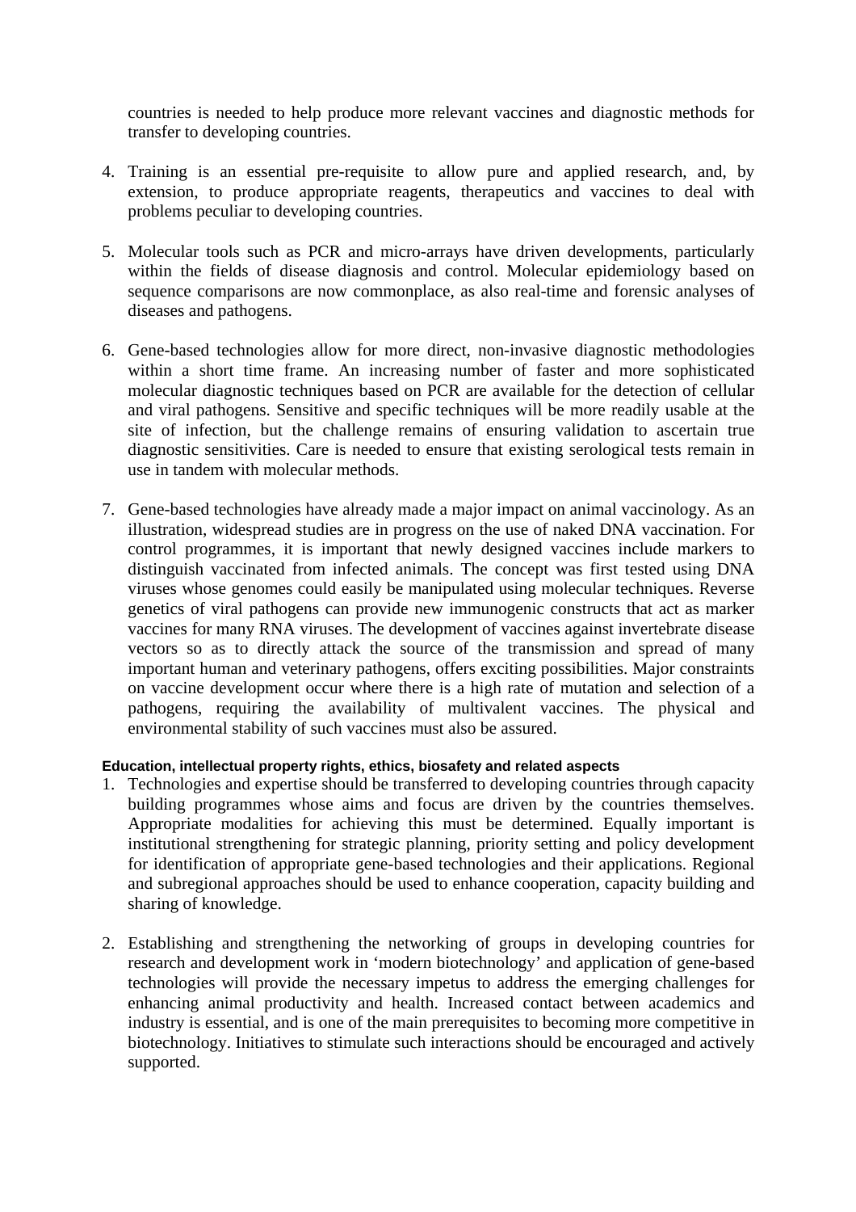countries is needed to help produce more relevant vaccines and diagnostic methods for transfer to developing countries.

4. Training is an essential pre-requisite to allow pure and applied research, and, by extension, to produce appropriate reagents, therapeutics and vaccines to deal with problems peculiar to developing countries.

5. Molecular tools such as PCR and micro-arrays have driven developments, particularly within the fields of disease diagnosis and control. Molecular epidemiology based on sequence comparisons are now commonplace, as also real-time and forensic analyses of diseases and pathogens.

6. Gene-based technologies allow for more direct, non-invasive diagnostic methodologies within a short time frame. An increasing number of faster and more sophisticated molecular diagnostic techniques based on PCR are available for the detection of cellular and viral pathogens. Sensitive and specific techniques will be more readily usable at the site of infection, but the challenge remains of ensuring validation to ascertain true diagnostic sensitivities. Care is needed to ensure that existing serological tests remain in use in tandem with molecular methods.

7. Gene-based technologies have already made a major impact on animal vaccinology. As an illustration, widespread studies are in progress on the use of naked DNA vaccination. For control programmes, it is important that newly designed vaccines include markers to distinguish vaccinated from infected animals. The concept was first tested using DNA viruses whose genomes could easily be manipulated using molecular techniques. Reverse genetics of viral pathogens can provide new immunogenic constructs that act as marker vaccines for many RNA viruses. The development of vaccines against invertebrate disease vectors so as to directly attack the source of the transmission and spread of many important human and veterinary pathogens, offers exciting possibilities. Major constraints on vaccine development occur where there is a high rate of mutation and selection of a pathogens, requiring the availability of multivalent vaccines. The physical and environmental stability of such vaccines must also be assured.

#### Education, intellectual property rights, ethics, biosafety and related aspects

1. Technologies and expertise should be transferred to developing countries through capacity building programmes whose aims and focus are driven by the countries themselves. Appropriate modalities for achieving this must be determined. Equally important is institutional strengthening for strategic planning, priority setting and policy development for identification of appropriate gene-based technologies and their applications. Regional and subregional approaches should be used to enhance cooperation, capacity building and sharing of knowledge.

2. Establishing and strengthening the networking of groups in developing countries for research and development work in ‘modern biotechnology’ and application of gene-based technologies will provide the necessary impetus to address the emerging challenges for enhancing animal productivity and health. Increased contact between academics and industry is essential, and is one of the main prerequisites to becoming more competitive in biotechnology. Initiatives to stimulate such interactions should be encouraged and actively supported.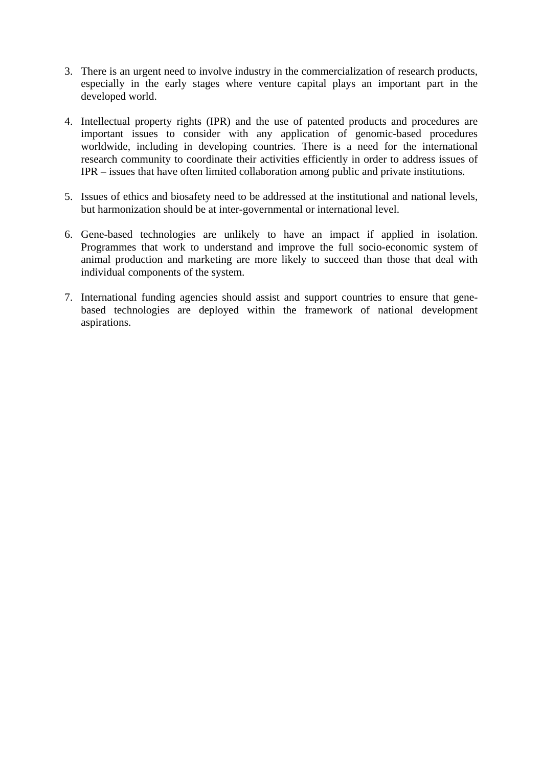3. There is an urgent need to involve industry in the commercialization of research products, especially in the early stages where venture capital plays an important part in the developed world.

4. Intellectual property rights (IPR) and the use of patented products and procedures are important issues to consider with any application of genomic-based procedures worldwide, including in developing countries. There is a need for the international research community to coordinate their activities efficiently in order to address issues of IPR – issues that have often limited collaboration among public and private institutions.

5. Issues of ethics and biosafety need to be addressed at the institutional and national levels, but harmonization should be at inter-governmental or international level.

6. Gene-based technologies are unlikely to have an impact if applied in isolation. Programmes that work to understand and improve the full socio-economic system of animal production and marketing are more likely to succeed than those that deal with individual components of the system.

7. International funding agencies should assist and support countries to ensure that gene-based technologies are deployed within the framework of national development aspirations.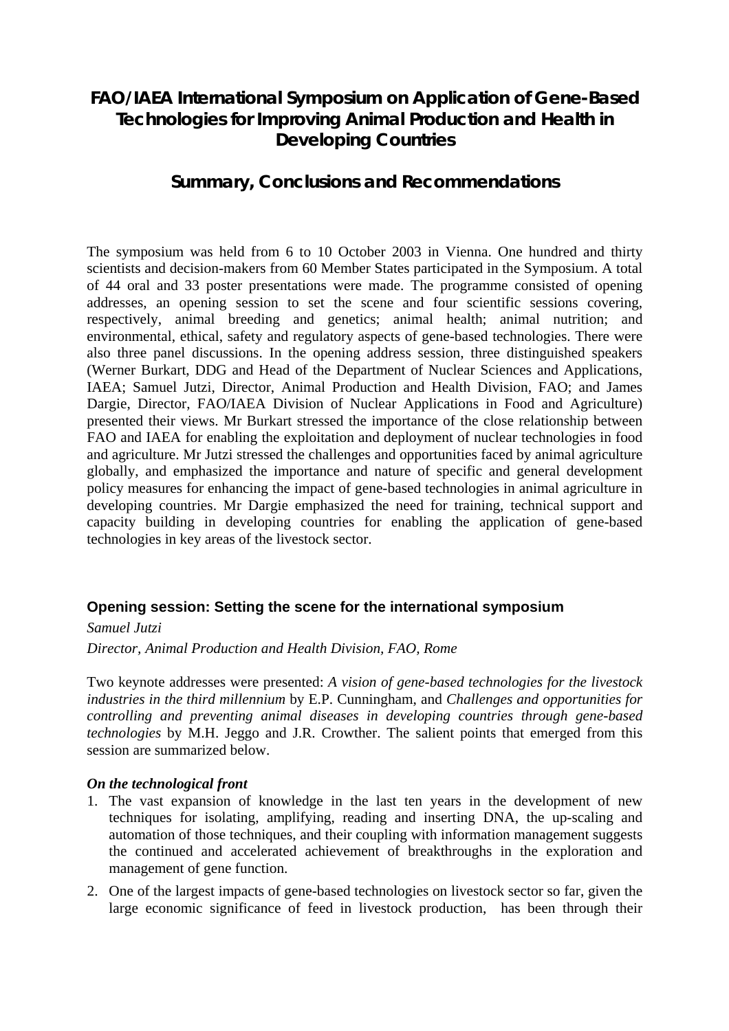# FAO/IAEA International Symposium on Application of Gene-Based Technologies for Improving Animal Production and Health in Developing Countries

## Summary, Conclusions and Recommendations

The symposium was held from 6 to 10 October 2003 in Vienna. One hundred and thirty scientists and decision-makers from 60 Member States participated in the Symposium. A total of 44 oral and 33 poster presentations were made. The programme consisted of opening addresses, an opening session to set the scene and four scientific sessions covering, respectively, animal breeding and genetics; animal health; animal nutrition; and environmental, ethical, safety and regulatory aspects of gene-based technologies. There were also three panel discussions. In the opening address session, three distinguished speakers (Werner Burkart, DDG and Head of the Department of Nuclear Sciences and Applications, IAEA; Samuel Jutzi, Director, Animal Production and Health Division, FAO; and James Dargie, Director, FAO/IAEA Division of Nuclear Applications in Food and Agriculture) presented their views. Mr Burkart stressed the importance of the close relationship between FAO and IAEA for enabling the exploitation and deployment of nuclear technologies in food and agriculture. Mr Jutzi stressed the challenges and opportunities faced by animal agriculture globally, and emphasized the importance and nature of specific and general development policy measures for enhancing the impact of gene-based technologies in animal agriculture in developing countries. Mr Dargie emphasized the need for training, technical support and capacity building in developing countries for enabling the application of gene-based technologies in key areas of the livestock sector.

### Opening session: Setting the scene for the international symposium

*Samuel Jutzi*

*Director, Animal Production and Health Division, FAO, Rome*

Two keynote addresses were presented: *A vision of gene-based technologies for the livestock industries in the third millennium* by E.P. Cunningham, and *Challenges and opportunities for controlling and preventing animal diseases in developing countries through gene-based technologies* by M.H. Jeggo and J.R. Crowther. The salient points that emerged from this session are summarized below.

***On the technological front***

1. The vast expansion of knowledge in the last ten years in the development of new techniques for isolating, amplifying, reading and inserting DNA, the up-scaling and automation of those techniques, and their coupling with information management suggests the continued and accelerated achievement of breakthroughs in the exploration and management of gene function.
2. One of the largest impacts of gene-based technologies on livestock sector so far, given the large economic significance of feed in livestock production, has been through their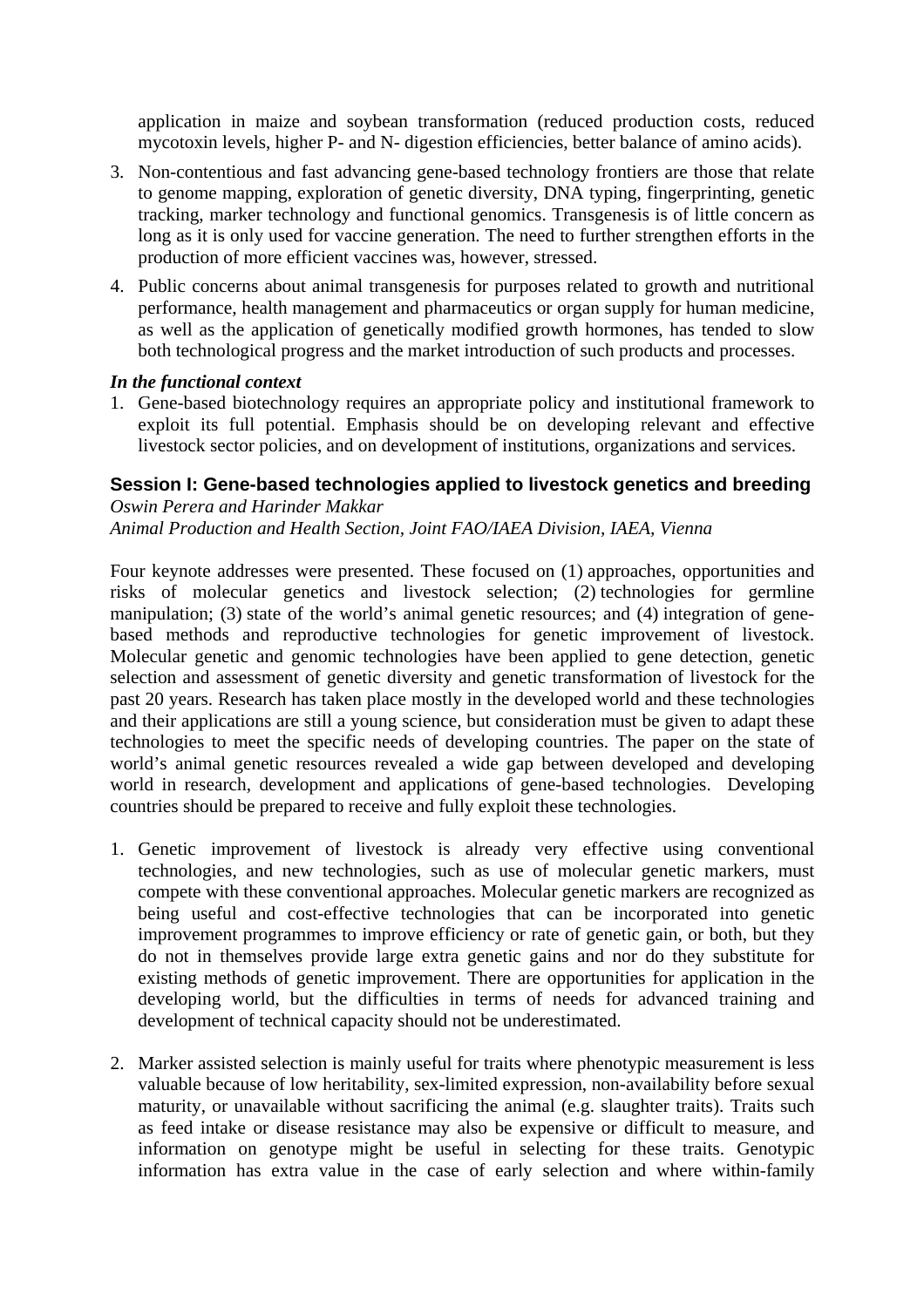application in maize and soybean transformation (reduced production costs, reduced mycotoxin levels, higher P- and N- digestion efficiencies, better balance of amino acids).

3. Non-contentious and fast advancing gene-based technology frontiers are those that relate to genome mapping, exploration of genetic diversity, DNA typing, fingerprinting, genetic tracking, marker technology and functional genomics. Transgenesis is of little concern as long as it is only used for vaccine generation. The need to further strengthen efforts in the production of more efficient vaccines was, however, stressed.

4. Public concerns about animal transgenesis for purposes related to growth and nutritional performance, health management and pharmaceutics or organ supply for human medicine, as well as the application of genetically modified growth hormones, has tended to slow both technological progress and the market introduction of such products and processes.

***In the functional context***

1. Gene-based biotechnology requires an appropriate policy and institutional framework to exploit its full potential. Emphasis should be on developing relevant and effective livestock sector policies, and on development of institutions, organizations and services.

## Session I: Gene-based technologies applied to livestock genetics and breeding

*Oswin Perera and Harinder Makkar*
*Animal Production and Health Section, Joint FAO/IAEA Division, IAEA, Vienna*

Four keynote addresses were presented. These focused on (1) approaches, opportunities and risks of molecular genetics and livestock selection; (2) technologies for germline manipulation; (3) state of the world's animal genetic resources; and (4) integration of gene-based methods and reproductive technologies for genetic improvement of livestock. Molecular genetic and genomic technologies have been applied to gene detection, genetic selection and assessment of genetic diversity and genetic transformation of livestock for the past 20 years. Research has taken place mostly in the developed world and these technologies and their applications are still a young science, but consideration must be given to adapt these technologies to meet the specific needs of developing countries. The paper on the state of world's animal genetic resources revealed a wide gap between developed and developing world in research, development and applications of gene-based technologies. Developing countries should be prepared to receive and fully exploit these technologies.

1. Genetic improvement of livestock is already very effective using conventional technologies, and new technologies, such as use of molecular genetic markers, must compete with these conventional approaches. Molecular genetic markers are recognized as being useful and cost-effective technologies that can be incorporated into genetic improvement programmes to improve efficiency or rate of genetic gain, or both, but they do not in themselves provide large extra genetic gains and nor do they substitute for existing methods of genetic improvement. There are opportunities for application in the developing world, but the difficulties in terms of needs for advanced training and development of technical capacity should not be underestimated.

2. Marker assisted selection is mainly useful for traits where phenotypic measurement is less valuable because of low heritability, sex-limited expression, non-availability before sexual maturity, or unavailable without sacrificing the animal (e.g. slaughter traits). Traits such as feed intake or disease resistance may also be expensive or difficult to measure, and information on genotype might be useful in selecting for these traits. Genotypic information has extra value in the case of early selection and where within-family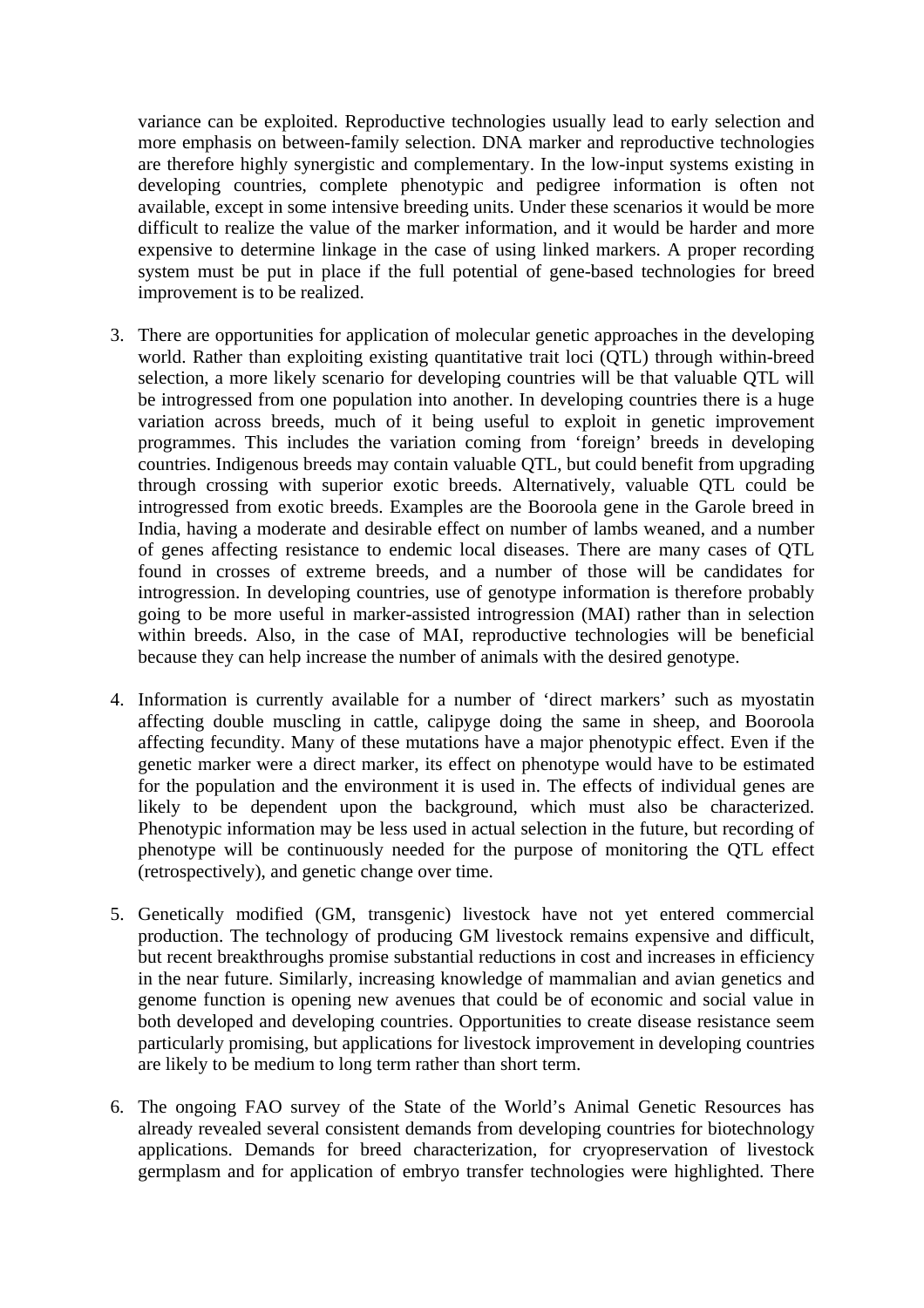variance can be exploited. Reproductive technologies usually lead to early selection and more emphasis on between-family selection. DNA marker and reproductive technologies are therefore highly synergistic and complementary. In the low-input systems existing in developing countries, complete phenotypic and pedigree information is often not available, except in some intensive breeding units. Under these scenarios it would be more difficult to realize the value of the marker information, and it would be harder and more expensive to determine linkage in the case of using linked markers. A proper recording system must be put in place if the full potential of gene-based technologies for breed improvement is to be realized.

3. There are opportunities for application of molecular genetic approaches in the developing world. Rather than exploiting existing quantitative trait loci (QTL) through within-breed selection, a more likely scenario for developing countries will be that valuable QTL will be introgressed from one population into another. In developing countries there is a huge variation across breeds, much of it being useful to exploit in genetic improvement programmes. This includes the variation coming from 'foreign' breeds in developing countries. Indigenous breeds may contain valuable QTL, but could benefit from upgrading through crossing with superior exotic breeds. Alternatively, valuable QTL could be introgressed from exotic breeds. Examples are the Booroola gene in the Garole breed in India, having a moderate and desirable effect on number of lambs weaned, and a number of genes affecting resistance to endemic local diseases. There are many cases of QTL found in crosses of extreme breeds, and a number of those will be candidates for introgression. In developing countries, use of genotype information is therefore probably going to be more useful in marker-assisted introgression (MAI) rather than in selection within breeds. Also, in the case of MAI, reproductive technologies will be beneficial because they can help increase the number of animals with the desired genotype.

4. Information is currently available for a number of 'direct markers' such as myostatin affecting double muscling in cattle, calipyge doing the same in sheep, and Booroola affecting fecundity. Many of these mutations have a major phenotypic effect. Even if the genetic marker were a direct marker, its effect on phenotype would have to be estimated for the population and the environment it is used in. The effects of individual genes are likely to be dependent upon the background, which must also be characterized. Phenotypic information may be less used in actual selection in the future, but recording of phenotype will be continuously needed for the purpose of monitoring the QTL effect (retrospectively), and genetic change over time.

5. Genetically modified (GM, transgenic) livestock have not yet entered commercial production. The technology of producing GM livestock remains expensive and difficult, but recent breakthroughs promise substantial reductions in cost and increases in efficiency in the near future. Similarly, increasing knowledge of mammalian and avian genetics and genome function is opening new avenues that could be of economic and social value in both developed and developing countries. Opportunities to create disease resistance seem particularly promising, but applications for livestock improvement in developing countries are likely to be medium to long term rather than short term.

6. The ongoing FAO survey of the State of the World's Animal Genetic Resources has already revealed several consistent demands from developing countries for biotechnology applications. Demands for breed characterization, for cryopreservation of livestock germplasm and for application of embryo transfer technologies were highlighted. There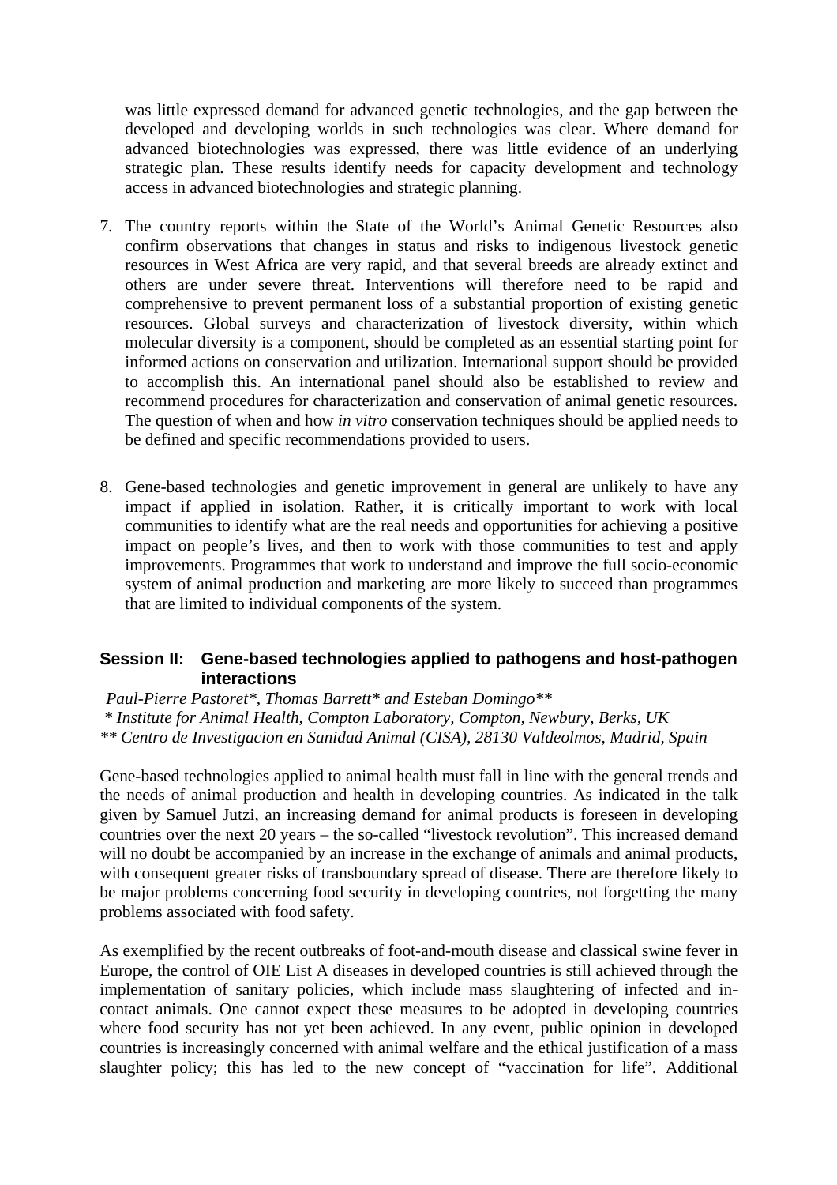was little expressed demand for advanced genetic technologies, and the gap between the developed and developing worlds in such technologies was clear. Where demand for advanced biotechnologies was expressed, there was little evidence of an underlying strategic plan. These results identify needs for capacity development and technology access in advanced biotechnologies and strategic planning.

7. The country reports within the State of the World's Animal Genetic Resources also confirm observations that changes in status and risks to indigenous livestock genetic resources in West Africa are very rapid, and that several breeds are already extinct and others are under severe threat. Interventions will therefore need to be rapid and comprehensive to prevent permanent loss of a substantial proportion of existing genetic resources. Global surveys and characterization of livestock diversity, within which molecular diversity is a component, should be completed as an essential starting point for informed actions on conservation and utilization. International support should be provided to accomplish this. An international panel should also be established to review and recommend procedures for characterization and conservation of animal genetic resources. The question of when and how *in vitro* conservation techniques should be applied needs to be defined and specific recommendations provided to users.

8. Gene-based technologies and genetic improvement in general are unlikely to have any impact if applied in isolation. Rather, it is critically important to work with local communities to identify what are the real needs and opportunities for achieving a positive impact on people's lives, and then to work with those communities to test and apply improvements. Programmes that work to understand and improve the full socio-economic system of animal production and marketing are more likely to succeed than programmes that are limited to individual components of the system.

### Session II: Gene-based technologies applied to pathogens and host-pathogen interactions

*Paul-Pierre Pastoret\*, Thomas Barrett\* and Esteban Domingo\*\**
*\* Institute for Animal Health, Compton Laboratory, Compton, Newbury, Berks, UK*
*\*\* Centro de Investigacion en Sanidad Animal (CISA), 28130 Valdeolmos, Madrid, Spain*

Gene-based technologies applied to animal health must fall in line with the general trends and the needs of animal production and health in developing countries. As indicated in the talk given by Samuel Jutzi, an increasing demand for animal products is foreseen in developing countries over the next 20 years – the so-called "livestock revolution". This increased demand will no doubt be accompanied by an increase in the exchange of animals and animal products, with consequent greater risks of transboundary spread of disease. There are therefore likely to be major problems concerning food security in developing countries, not forgetting the many problems associated with food safety.

As exemplified by the recent outbreaks of foot-and-mouth disease and classical swine fever in Europe, the control of OIE List A diseases in developed countries is still achieved through the implementation of sanitary policies, which include mass slaughtering of infected and in-contact animals. One cannot expect these measures to be adopted in developing countries where food security has not yet been achieved. In any event, public opinion in developed countries is increasingly concerned with animal welfare and the ethical justification of a mass slaughter policy; this has led to the new concept of "vaccination for life". Additional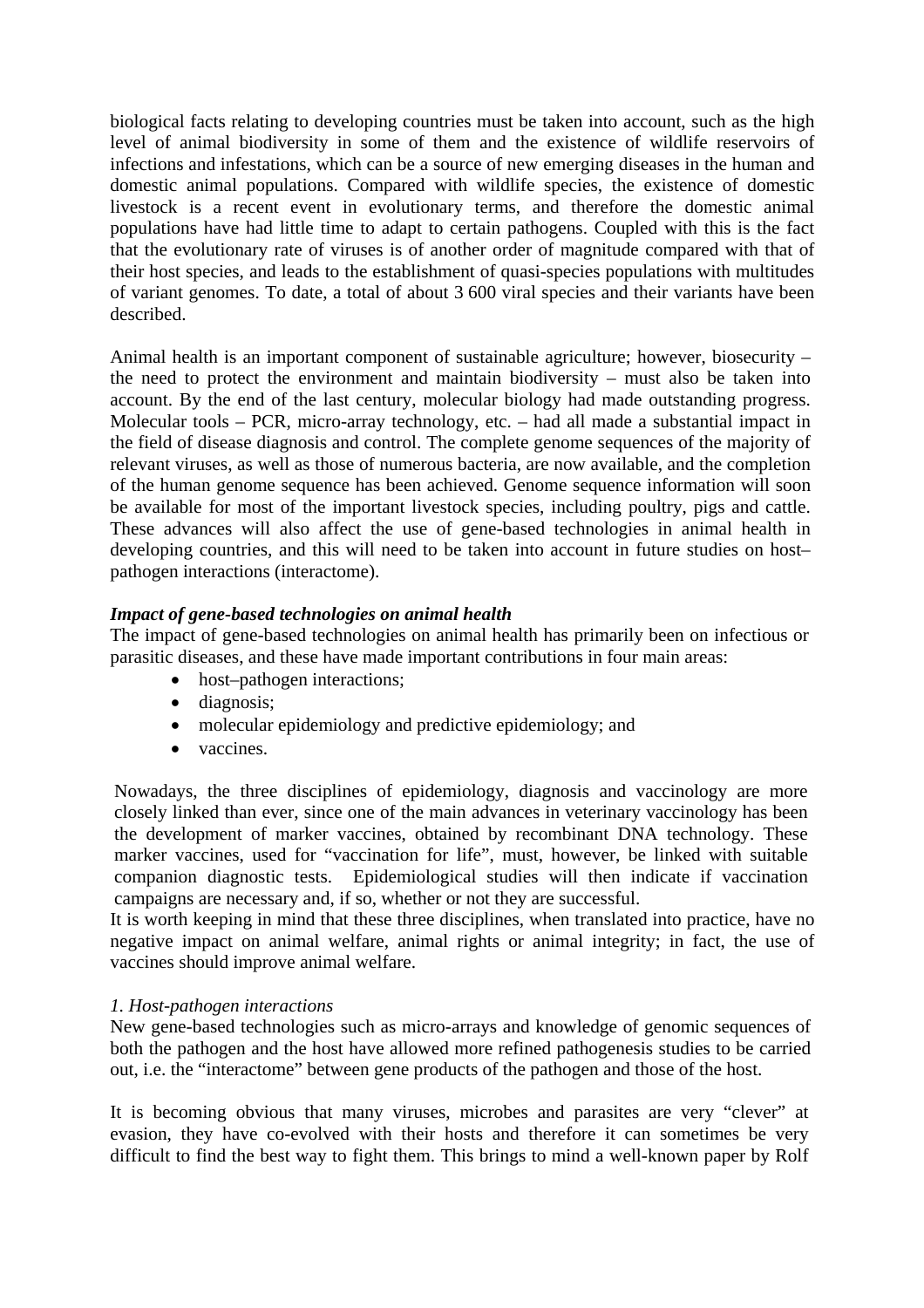biological facts relating to developing countries must be taken into account, such as the high level of animal biodiversity in some of them and the existence of wildlife reservoirs of infections and infestations, which can be a source of new emerging diseases in the human and domestic animal populations. Compared with wildlife species, the existence of domestic livestock is a recent event in evolutionary terms, and therefore the domestic animal populations have had little time to adapt to certain pathogens. Coupled with this is the fact that the evolutionary rate of viruses is of another order of magnitude compared with that of their host species, and leads to the establishment of quasi-species populations with multitudes of variant genomes. To date, a total of about 3 600 viral species and their variants have been described.

Animal health is an important component of sustainable agriculture; however, biosecurity – the need to protect the environment and maintain biodiversity – must also be taken into account. By the end of the last century, molecular biology had made outstanding progress. Molecular tools – PCR, micro-array technology, etc. – had all made a substantial impact in the field of disease diagnosis and control. The complete genome sequences of the majority of relevant viruses, as well as those of numerous bacteria, are now available, and the completion of the human genome sequence has been achieved. Genome sequence information will soon be available for most of the important livestock species, including poultry, pigs and cattle. These advances will also affect the use of gene-based technologies in animal health in developing countries, and this will need to be taken into account in future studies on host–pathogen interactions (interactome).

***Impact of gene-based technologies on animal health***

The impact of gene-based technologies on animal health has primarily been on infectious or parasitic diseases, and these have made important contributions in four main areas:

- host–pathogen interactions;
- diagnosis;
- molecular epidemiology and predictive epidemiology; and
- vaccines.

Nowadays, the three disciplines of epidemiology, diagnosis and vaccinology are more closely linked than ever, since one of the main advances in veterinary vaccinology has been the development of marker vaccines, obtained by recombinant DNA technology. These marker vaccines, used for "vaccination for life", must, however, be linked with suitable companion diagnostic tests. Epidemiological studies will then indicate if vaccination campaigns are necessary and, if so, whether or not they are successful.

It is worth keeping in mind that these three disciplines, when translated into practice, have no negative impact on animal welfare, animal rights or animal integrity; in fact, the use of vaccines should improve animal welfare.

*1. Host-pathogen interactions*

New gene-based technologies such as micro-arrays and knowledge of genomic sequences of both the pathogen and the host have allowed more refined pathogenesis studies to be carried out, i.e. the "interactome" between gene products of the pathogen and those of the host.

It is becoming obvious that many viruses, microbes and parasites are very "clever" at evasion, they have co-evolved with their hosts and therefore it can sometimes be very difficult to find the best way to fight them. This brings to mind a well-known paper by Rolf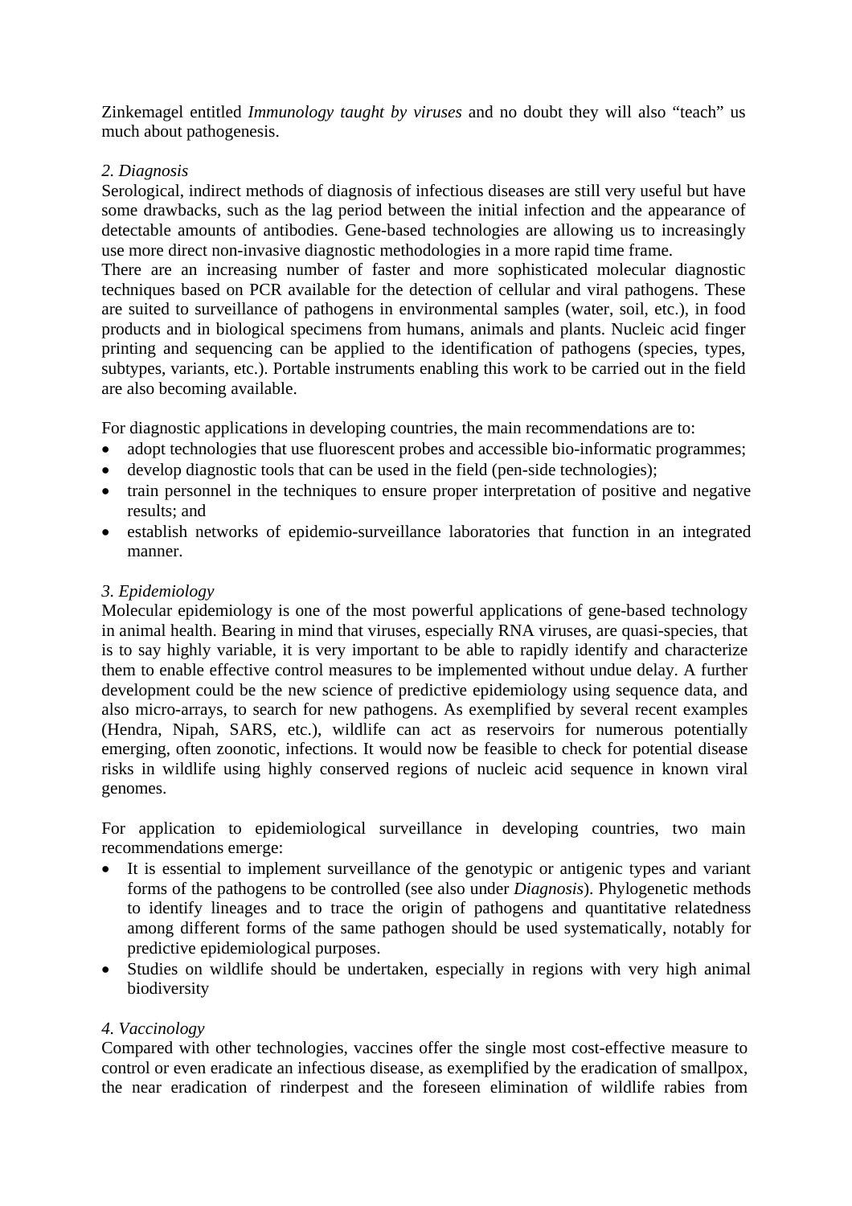Zinkemagel entitled *Immunology taught by viruses* and no doubt they will also “teach” us much about pathogenesis.

*2. Diagnosis*

Serological, indirect methods of diagnosis of infectious diseases are still very useful but have some drawbacks, such as the lag period between the initial infection and the appearance of detectable amounts of antibodies. Gene-based technologies are allowing us to increasingly use more direct non-invasive diagnostic methodologies in a more rapid time frame.

There are an increasing number of faster and more sophisticated molecular diagnostic techniques based on PCR available for the detection of cellular and viral pathogens. These are suited to surveillance of pathogens in environmental samples (water, soil, etc.), in food products and in biological specimens from humans, animals and plants. Nucleic acid finger printing and sequencing can be applied to the identification of pathogens (species, types, subtypes, variants, etc.). Portable instruments enabling this work to be carried out in the field are also becoming available.

For diagnostic applications in developing countries, the main recommendations are to:

- adopt technologies that use fluorescent probes and accessible bio-informatic programmes;
- develop diagnostic tools that can be used in the field (pen-side technologies);
- train personnel in the techniques to ensure proper interpretation of positive and negative results; and
- establish networks of epidemio-surveillance laboratories that function in an integrated manner.

*3. Epidemiology*

Molecular epidemiology is one of the most powerful applications of gene-based technology in animal health. Bearing in mind that viruses, especially RNA viruses, are quasi-species, that is to say highly variable, it is very important to be able to rapidly identify and characterize them to enable effective control measures to be implemented without undue delay. A further development could be the new science of predictive epidemiology using sequence data, and also micro-arrays, to search for new pathogens. As exemplified by several recent examples (Hendra, Nipah, SARS, etc.), wildlife can act as reservoirs for numerous potentially emerging, often zoonotic, infections. It would now be feasible to check for potential disease risks in wildlife using highly conserved regions of nucleic acid sequence in known viral genomes.

For application to epidemiological surveillance in developing countries, two main recommendations emerge:

- It is essential to implement surveillance of the genotypic or antigenic types and variant forms of the pathogens to be controlled (see also under *Diagnosis*). Phylogenetic methods to identify lineages and to trace the origin of pathogens and quantitative relatedness among different forms of the same pathogen should be used systematically, notably for predictive epidemiological purposes.
- Studies on wildlife should be undertaken, especially in regions with very high animal biodiversity

*4. Vaccinology*

Compared with other technologies, vaccines offer the single most cost-effective measure to control or even eradicate an infectious disease, as exemplified by the eradication of smallpox, the near eradication of rinderpest and the foreseen elimination of wildlife rabies from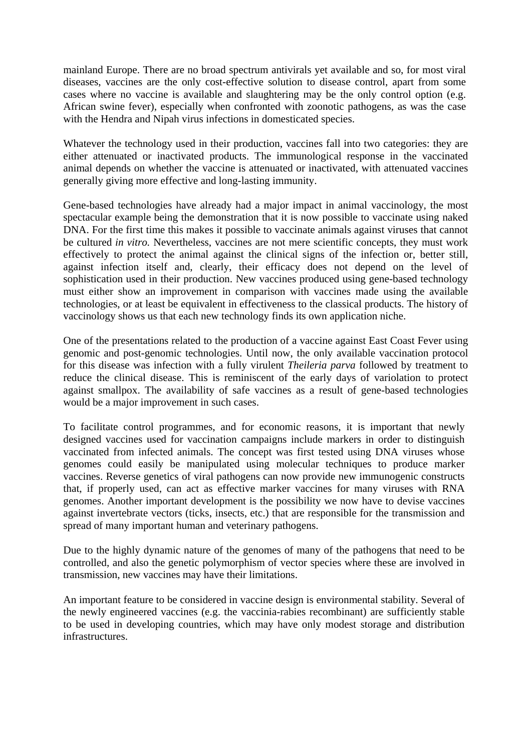mainland Europe. There are no broad spectrum antivirals yet available and so, for most viral diseases, vaccines are the only cost-effective solution to disease control, apart from some cases where no vaccine is available and slaughtering may be the only control option (e.g. African swine fever), especially when confronted with zoonotic pathogens, as was the case with the Hendra and Nipah virus infections in domesticated species.

Whatever the technology used in their production, vaccines fall into two categories: they are either attenuated or inactivated products. The immunological response in the vaccinated animal depends on whether the vaccine is attenuated or inactivated, with attenuated vaccines generally giving more effective and long-lasting immunity.

Gene-based technologies have already had a major impact in animal vaccinology, the most spectacular example being the demonstration that it is now possible to vaccinate using naked DNA. For the first time this makes it possible to vaccinate animals against viruses that cannot be cultured *in vitro.* Nevertheless, vaccines are not mere scientific concepts, they must work effectively to protect the animal against the clinical signs of the infection or, better still, against infection itself and, clearly, their efficacy does not depend on the level of sophistication used in their production. New vaccines produced using gene-based technology must either show an improvement in comparison with vaccines made using the available technologies, or at least be equivalent in effectiveness to the classical products. The history of vaccinology shows us that each new technology finds its own application niche.

One of the presentations related to the production of a vaccine against East Coast Fever using genomic and post-genomic technologies. Until now, the only available vaccination protocol for this disease was infection with a fully virulent *Theileria parva* followed by treatment to reduce the clinical disease. This is reminiscent of the early days of variolation to protect against smallpox. The availability of safe vaccines as a result of gene-based technologies would be a major improvement in such cases.

To facilitate control programmes, and for economic reasons, it is important that newly designed vaccines used for vaccination campaigns include markers in order to distinguish vaccinated from infected animals. The concept was first tested using DNA viruses whose genomes could easily be manipulated using molecular techniques to produce marker vaccines. Reverse genetics of viral pathogens can now provide new immunogenic constructs that, if properly used, can act as effective marker vaccines for many viruses with RNA genomes. Another important development is the possibility we now have to devise vaccines against invertebrate vectors (ticks, insects, etc.) that are responsible for the transmission and spread of many important human and veterinary pathogens.

Due to the highly dynamic nature of the genomes of many of the pathogens that need to be controlled, and also the genetic polymorphism of vector species where these are involved in transmission, new vaccines may have their limitations.

An important feature to be considered in vaccine design is environmental stability. Several of the newly engineered vaccines (e.g. the vaccinia-rabies recombinant) are sufficiently stable to be used in developing countries, which may have only modest storage and distribution infrastructures.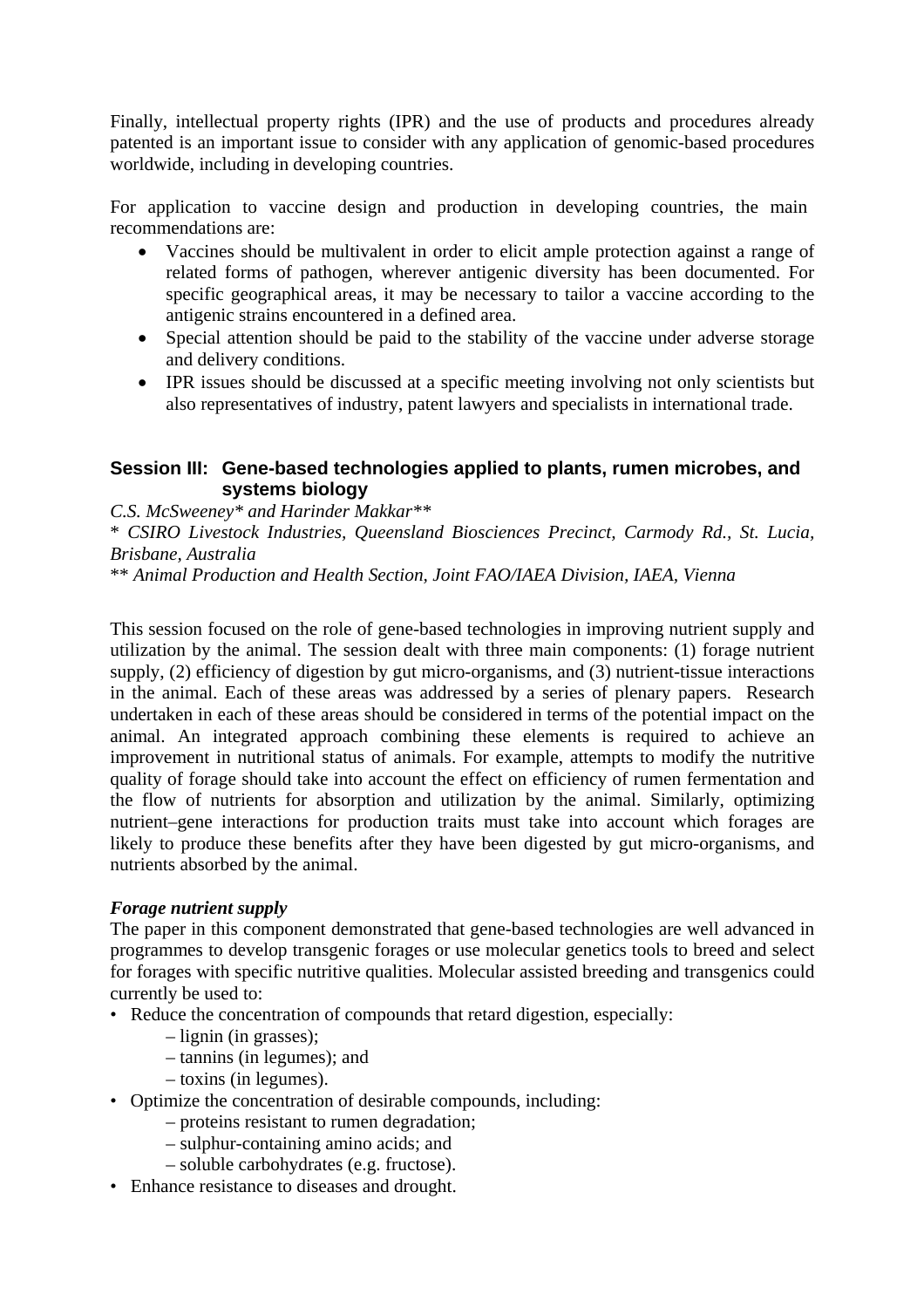Finally, intellectual property rights (IPR) and the use of products and procedures already patented is an important issue to consider with any application of genomic-based procedures worldwide, including in developing countries.

For application to vaccine design and production in developing countries, the main recommendations are:

- Vaccines should be multivalent in order to elicit ample protection against a range of related forms of pathogen, wherever antigenic diversity has been documented. For specific geographical areas, it may be necessary to tailor a vaccine according to the antigenic strains encountered in a defined area.
- Special attention should be paid to the stability of the vaccine under adverse storage and delivery conditions.
- IPR issues should be discussed at a specific meeting involving not only scientists but also representatives of industry, patent lawyers and specialists in international trade.

## Session III: Gene-based technologies applied to plants, rumen microbes, and systems biology

*C.S. McSweeney\* and Harinder Makkar\*\**

\* *CSIRO Livestock Industries, Queensland Biosciences Precinct, Carmody Rd., St. Lucia, Brisbane, Australia*

\*\* *Animal Production and Health Section, Joint FAO/IAEA Division, IAEA, Vienna*

This session focused on the role of gene-based technologies in improving nutrient supply and utilization by the animal. The session dealt with three main components: (1) forage nutrient supply, (2) efficiency of digestion by gut micro-organisms, and (3) nutrient-tissue interactions in the animal. Each of these areas was addressed by a series of plenary papers. Research undertaken in each of these areas should be considered in terms of the potential impact on the animal. An integrated approach combining these elements is required to achieve an improvement in nutritional status of animals. For example, attempts to modify the nutritive quality of forage should take into account the effect on efficiency of rumen fermentation and the flow of nutrients for absorption and utilization by the animal. Similarly, optimizing nutrient–gene interactions for production traits must take into account which forages are likely to produce these benefits after they have been digested by gut micro-organisms, and nutrients absorbed by the animal.

***Forage nutrient supply***

The paper in this component demonstrated that gene-based technologies are well advanced in programmes to develop transgenic forages or use molecular genetics tools to breed and select for forages with specific nutritive qualities. Molecular assisted breeding and transgenics could currently be used to:

- Reduce the concentration of compounds that retard digestion, especially:
  - lignin (in grasses);
  - tannins (in legumes); and
  - toxins (in legumes).
- Optimize the concentration of desirable compounds, including:
  - proteins resistant to rumen degradation;
  - sulphur-containing amino acids; and
  - soluble carbohydrates (e.g. fructose).
- Enhance resistance to diseases and drought.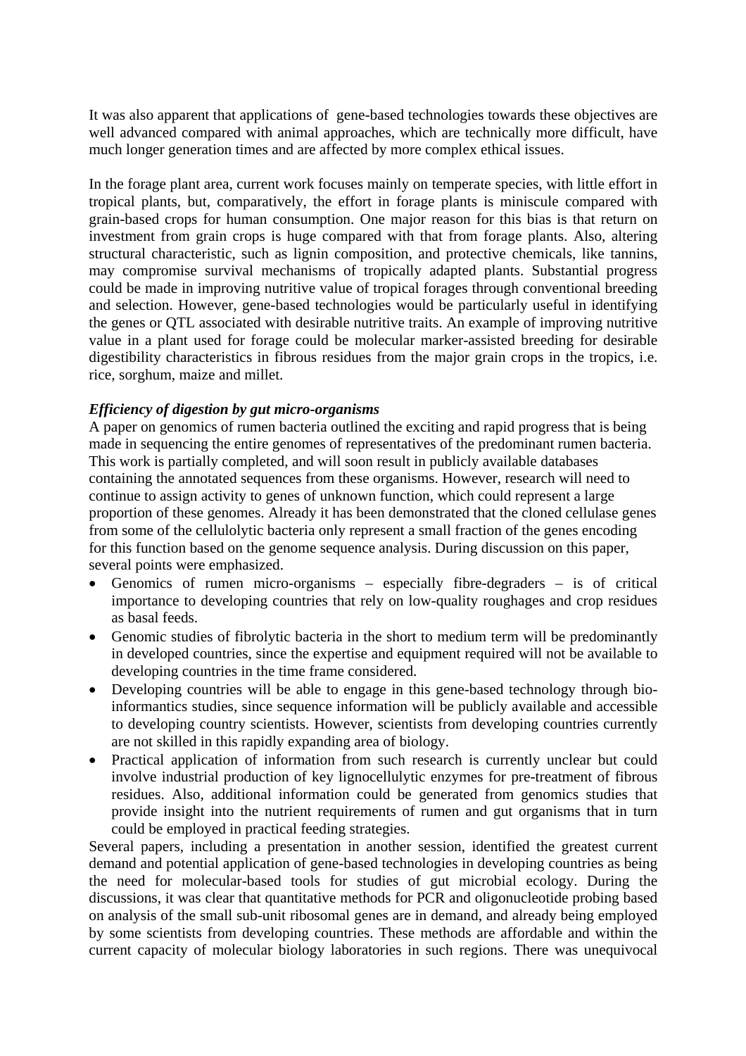It was also apparent that applications of gene-based technologies towards these objectives are well advanced compared with animal approaches, which are technically more difficult, have much longer generation times and are affected by more complex ethical issues.

In the forage plant area, current work focuses mainly on temperate species, with little effort in tropical plants, but, comparatively, the effort in forage plants is miniscule compared with grain-based crops for human consumption. One major reason for this bias is that return on investment from grain crops is huge compared with that from forage plants. Also, altering structural characteristic, such as lignin composition, and protective chemicals, like tannins, may compromise survival mechanisms of tropically adapted plants. Substantial progress could be made in improving nutritive value of tropical forages through conventional breeding and selection. However, gene-based technologies would be particularly useful in identifying the genes or QTL associated with desirable nutritive traits. An example of improving nutritive value in a plant used for forage could be molecular marker-assisted breeding for desirable digestibility characteristics in fibrous residues from the major grain crops in the tropics, i.e. rice, sorghum, maize and millet.

***Efficiency of digestion by gut micro-organisms***

A paper on genomics of rumen bacteria outlined the exciting and rapid progress that is being made in sequencing the entire genomes of representatives of the predominant rumen bacteria. This work is partially completed, and will soon result in publicly available databases containing the annotated sequences from these organisms. However, research will need to continue to assign activity to genes of unknown function, which could represent a large proportion of these genomes. Already it has been demonstrated that the cloned cellulase genes from some of the cellulolytic bacteria only represent a small fraction of the genes encoding for this function based on the genome sequence analysis. During discussion on this paper, several points were emphasized.

- Genomics of rumen micro-organisms – especially fibre-degraders – is of critical importance to developing countries that rely on low-quality roughages and crop residues as basal feeds.
- Genomic studies of fibrolytic bacteria in the short to medium term will be predominantly in developed countries, since the expertise and equipment required will not be available to developing countries in the time frame considered.
- Developing countries will be able to engage in this gene-based technology through bio-informantics studies, since sequence information will be publicly available and accessible to developing country scientists. However, scientists from developing countries currently are not skilled in this rapidly expanding area of biology.
- Practical application of information from such research is currently unclear but could involve industrial production of key lignocellulytic enzymes for pre-treatment of fibrous residues. Also, additional information could be generated from genomics studies that provide insight into the nutrient requirements of rumen and gut organisms that in turn could be employed in practical feeding strategies.

Several papers, including a presentation in another session, identified the greatest current demand and potential application of gene-based technologies in developing countries as being the need for molecular-based tools for studies of gut microbial ecology. During the discussions, it was clear that quantitative methods for PCR and oligonucleotide probing based on analysis of the small sub-unit ribosomal genes are in demand, and already being employed by some scientists from developing countries. These methods are affordable and within the current capacity of molecular biology laboratories in such regions. There was unequivocal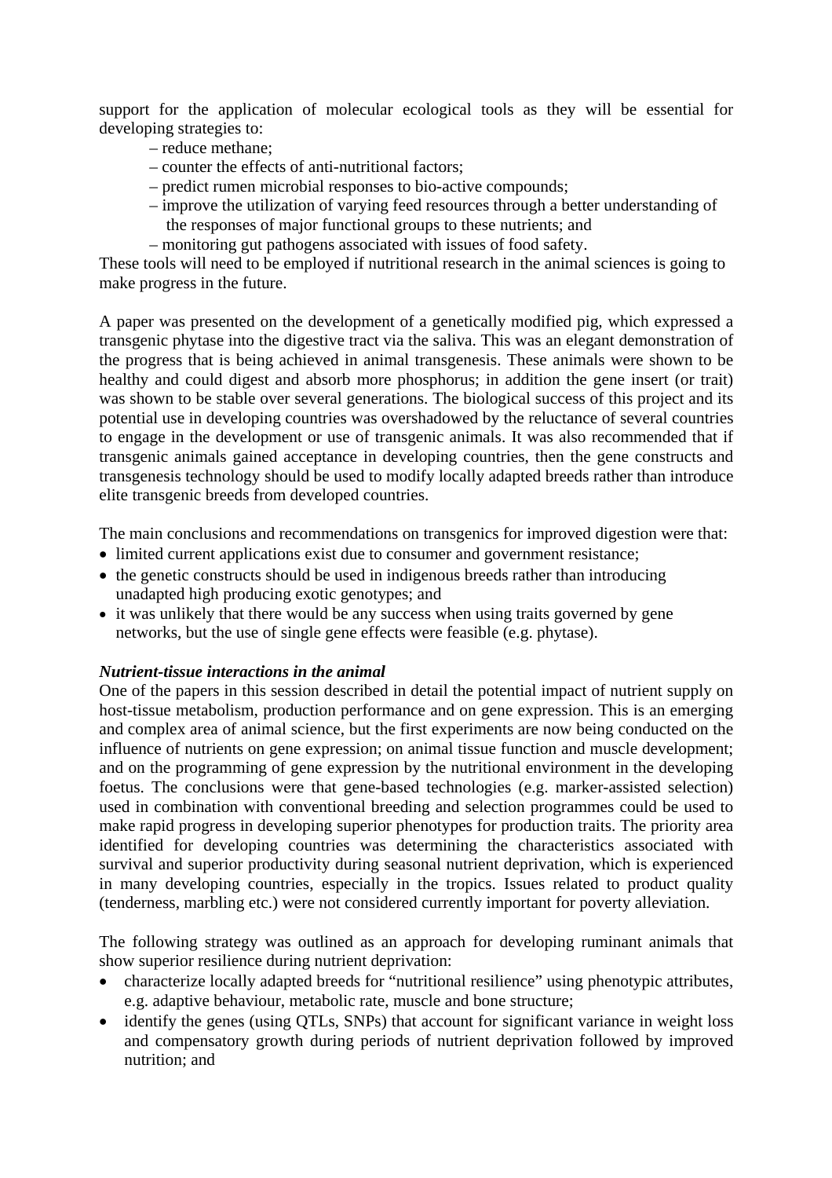support for the application of molecular ecological tools as they will be essential for developing strategies to:

– reduce methane;
– counter the effects of anti-nutritional factors;
– predict rumen microbial responses to bio-active compounds;
– improve the utilization of varying feed resources through a better understanding of the responses of major functional groups to these nutrients; and
– monitoring gut pathogens associated with issues of food safety.

These tools will need to be employed if nutritional research in the animal sciences is going to make progress in the future.

A paper was presented on the development of a genetically modified pig, which expressed a transgenic phytase into the digestive tract via the saliva. This was an elegant demonstration of the progress that is being achieved in animal transgenesis. These animals were shown to be healthy and could digest and absorb more phosphorus; in addition the gene insert (or trait) was shown to be stable over several generations. The biological success of this project and its potential use in developing countries was overshadowed by the reluctance of several countries to engage in the development or use of transgenic animals. It was also recommended that if transgenic animals gained acceptance in developing countries, then the gene constructs and transgenesis technology should be used to modify locally adapted breeds rather than introduce elite transgenic breeds from developed countries.

The main conclusions and recommendations on transgenics for improved digestion were that:

- limited current applications exist due to consumer and government resistance;
- the genetic constructs should be used in indigenous breeds rather than introducing unadapted high producing exotic genotypes; and
- it was unlikely that there would be any success when using traits governed by gene networks, but the use of single gene effects were feasible (e.g. phytase).

***Nutrient-tissue interactions in the animal***

One of the papers in this session described in detail the potential impact of nutrient supply on host-tissue metabolism, production performance and on gene expression. This is an emerging and complex area of animal science, but the first experiments are now being conducted on the influence of nutrients on gene expression; on animal tissue function and muscle development; and on the programming of gene expression by the nutritional environment in the developing foetus. The conclusions were that gene-based technologies (e.g. marker-assisted selection) used in combination with conventional breeding and selection programmes could be used to make rapid progress in developing superior phenotypes for production traits. The priority area identified for developing countries was determining the characteristics associated with survival and superior productivity during seasonal nutrient deprivation, which is experienced in many developing countries, especially in the tropics. Issues related to product quality (tenderness, marbling etc.) were not considered currently important for poverty alleviation.

The following strategy was outlined as an approach for developing ruminant animals that show superior resilience during nutrient deprivation:

- characterize locally adapted breeds for "nutritional resilience" using phenotypic attributes, e.g. adaptive behaviour, metabolic rate, muscle and bone structure;
- identify the genes (using QTLs, SNPs) that account for significant variance in weight loss and compensatory growth during periods of nutrient deprivation followed by improved nutrition; and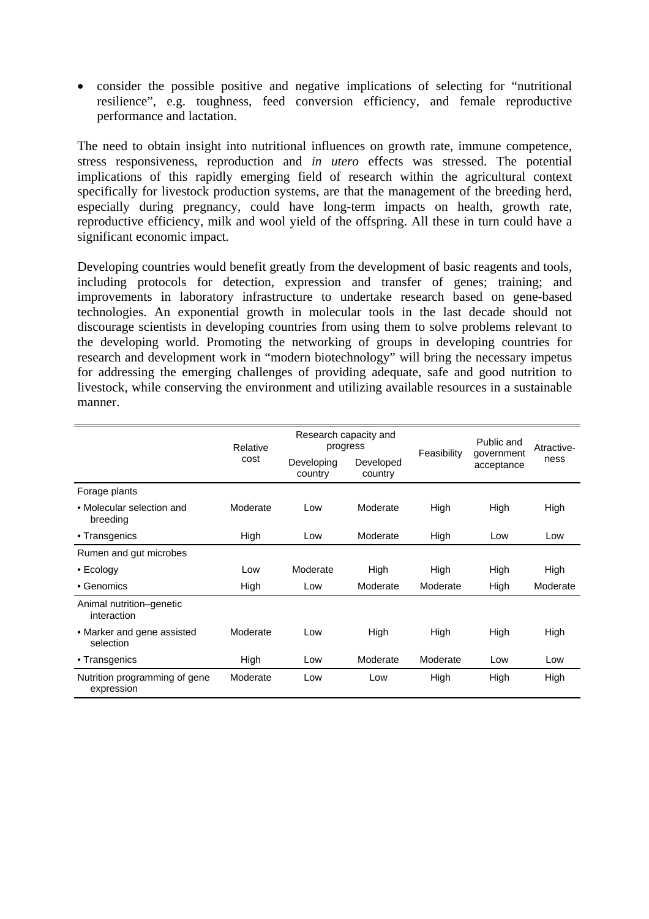- consider the possible positive and negative implications of selecting for "nutritional resilience", e.g. toughness, feed conversion efficiency, and female reproductive performance and lactation.

The need to obtain insight into nutritional influences on growth rate, immune competence, stress responsiveness, reproduction and *in utero* effects was stressed. The potential implications of this rapidly emerging field of research within the agricultural context specifically for livestock production systems, are that the management of the breeding herd, especially during pregnancy, could have long-term impacts on health, growth rate, reproductive efficiency, milk and wool yield of the offspring. All these in turn could have a significant economic impact.

Developing countries would benefit greatly from the development of basic reagents and tools, including protocols for detection, expression and transfer of genes; training; and improvements in laboratory infrastructure to undertake research based on gene-based technologies. An exponential growth in molecular tools in the last decade should not discourage scientists in developing countries from using them to solve problems relevant to the developing world. Promoting the networking of groups in developing countries for research and development work in "modern biotechnology" will bring the necessary impetus for addressing the emerging challenges of providing adequate, safe and good nutrition to livestock, while conserving the environment and utilizing available resources in a sustainable manner.

| | Relative cost | Research capacity and progress | | Feasibility | Public and government acceptance | Atractive-ness |
|---|---|---|---|---|---|---|
| | | Developing country | Developed country | | | |
| Forage plants | | | | | | |
| • Molecular selection and breeding | Moderate | Low | Moderate | High | High | High |
| • Transgenics | High | Low | Moderate | High | Low | Low |
| Rumen and gut microbes | | | | | | |
| • Ecology | Low | Moderate | High | High | High | High |
| • Genomics | High | Low | Moderate | Moderate | High | Moderate |
| Animal nutrition–genetic interaction | | | | | | |
| • Marker and gene assisted selection | Moderate | Low | High | High | High | High |
| • Transgenics | High | Low | Moderate | Moderate | Low | Low |
| Nutrition programming of gene expression | Moderate | Low | Low | High | High | High |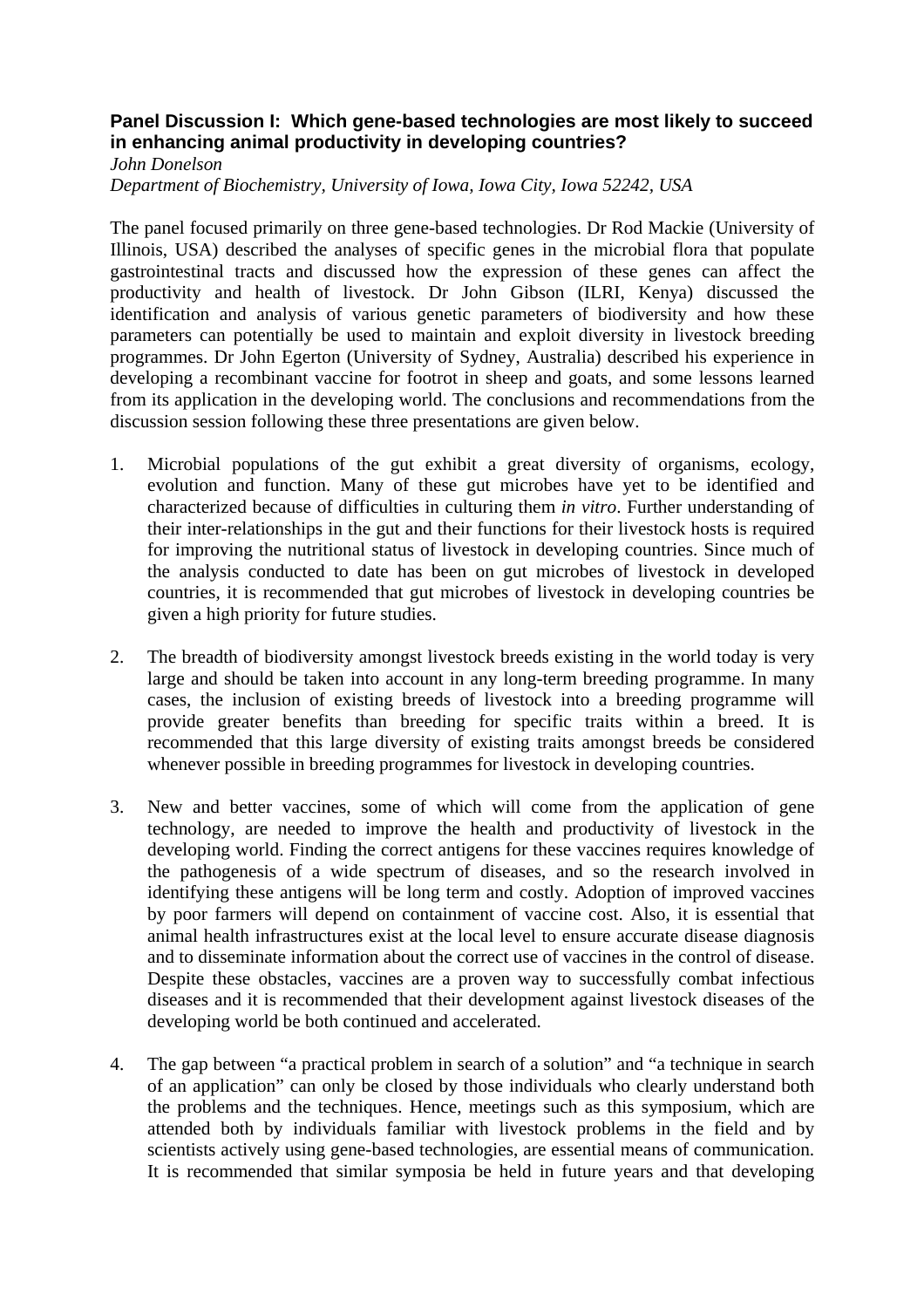**Panel Discussion I: Which gene-based technologies are most likely to succeed in enhancing animal productivity in developing countries?**

*John Donelson*

*Department of Biochemistry, University of Iowa, Iowa City, Iowa 52242, USA*

The panel focused primarily on three gene-based technologies. Dr Rod Mackie (University of Illinois, USA) described the analyses of specific genes in the microbial flora that populate gastrointestinal tracts and discussed how the expression of these genes can affect the productivity and health of livestock. Dr John Gibson (ILRI, Kenya) discussed the identification and analysis of various genetic parameters of biodiversity and how these parameters can potentially be used to maintain and exploit diversity in livestock breeding programmes. Dr John Egerton (University of Sydney, Australia) described his experience in developing a recombinant vaccine for footrot in sheep and goats, and some lessons learned from its application in the developing world. The conclusions and recommendations from the discussion session following these three presentations are given below.

1. Microbial populations of the gut exhibit a great diversity of organisms, ecology, evolution and function. Many of these gut microbes have yet to be identified and characterized because of difficulties in culturing them *in vitro*. Further understanding of their inter-relationships in the gut and their functions for their livestock hosts is required for improving the nutritional status of livestock in developing countries. Since much of the analysis conducted to date has been on gut microbes of livestock in developed countries, it is recommended that gut microbes of livestock in developing countries be given a high priority for future studies.

2. The breadth of biodiversity amongst livestock breeds existing in the world today is very large and should be taken into account in any long-term breeding programme. In many cases, the inclusion of existing breeds of livestock into a breeding programme will provide greater benefits than breeding for specific traits within a breed. It is recommended that this large diversity of existing traits amongst breeds be considered whenever possible in breeding programmes for livestock in developing countries.

3. New and better vaccines, some of which will come from the application of gene technology, are needed to improve the health and productivity of livestock in the developing world. Finding the correct antigens for these vaccines requires knowledge of the pathogenesis of a wide spectrum of diseases, and so the research involved in identifying these antigens will be long term and costly. Adoption of improved vaccines by poor farmers will depend on containment of vaccine cost. Also, it is essential that animal health infrastructures exist at the local level to ensure accurate disease diagnosis and to disseminate information about the correct use of vaccines in the control of disease. Despite these obstacles, vaccines are a proven way to successfully combat infectious diseases and it is recommended that their development against livestock diseases of the developing world be both continued and accelerated.

4. The gap between "a practical problem in search of a solution" and "a technique in search of an application" can only be closed by those individuals who clearly understand both the problems and the techniques. Hence, meetings such as this symposium, which are attended both by individuals familiar with livestock problems in the field and by scientists actively using gene-based technologies, are essential means of communication. It is recommended that similar symposia be held in future years and that developing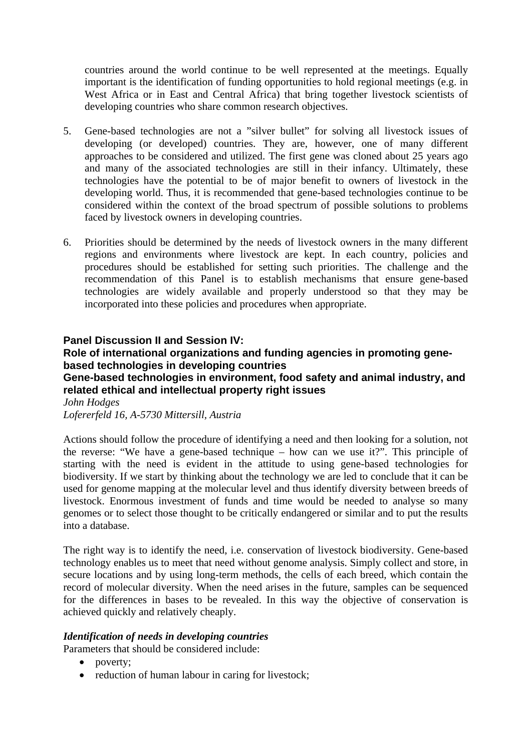countries around the world continue to be well represented at the meetings. Equally important is the identification of funding opportunities to hold regional meetings (e.g. in West Africa or in East and Central Africa) that bring together livestock scientists of developing countries who share common research objectives.

5. Gene-based technologies are not a "silver bullet" for solving all livestock issues of developing (or developed) countries. They are, however, one of many different approaches to be considered and utilized. The first gene was cloned about 25 years ago and many of the associated technologies are still in their infancy. Ultimately, these technologies have the potential to be of major benefit to owners of livestock in the developing world. Thus, it is recommended that gene-based technologies continue to be considered within the context of the broad spectrum of possible solutions to problems faced by livestock owners in developing countries.

6. Priorities should be determined by the needs of livestock owners in the many different regions and environments where livestock are kept. In each country, policies and procedures should be established for setting such priorities. The challenge and the recommendation of this Panel is to establish mechanisms that ensure gene-based technologies are widely available and properly understood so that they may be incorporated into these policies and procedures when appropriate.

## Panel Discussion II and Session IV: Role of international organizations and funding agencies in promoting gene-based technologies in developing countries Gene-based technologies in environment, food safety and animal industry, and related ethical and intellectual property right issues

*John Hodges*
*Lofererfeld 16, A-5730 Mittersill, Austria*

Actions should follow the procedure of identifying a need and then looking for a solution, not the reverse: "We have a gene-based technique – how can we use it?". This principle of starting with the need is evident in the attitude to using gene-based technologies for biodiversity. If we start by thinking about the technology we are led to conclude that it can be used for genome mapping at the molecular level and thus identify diversity between breeds of livestock. Enormous investment of funds and time would be needed to analyse so many genomes or to select those thought to be critically endangered or similar and to put the results into a database.

The right way is to identify the need, i.e. conservation of livestock biodiversity. Gene-based technology enables us to meet that need without genome analysis. Simply collect and store, in secure locations and by using long-term methods, the cells of each breed, which contain the record of molecular diversity. When the need arises in the future, samples can be sequenced for the differences in bases to be revealed. In this way the objective of conservation is achieved quickly and relatively cheaply.

### *Identification of needs in developing countries*

Parameters that should be considered include:

- poverty;
- reduction of human labour in caring for livestock;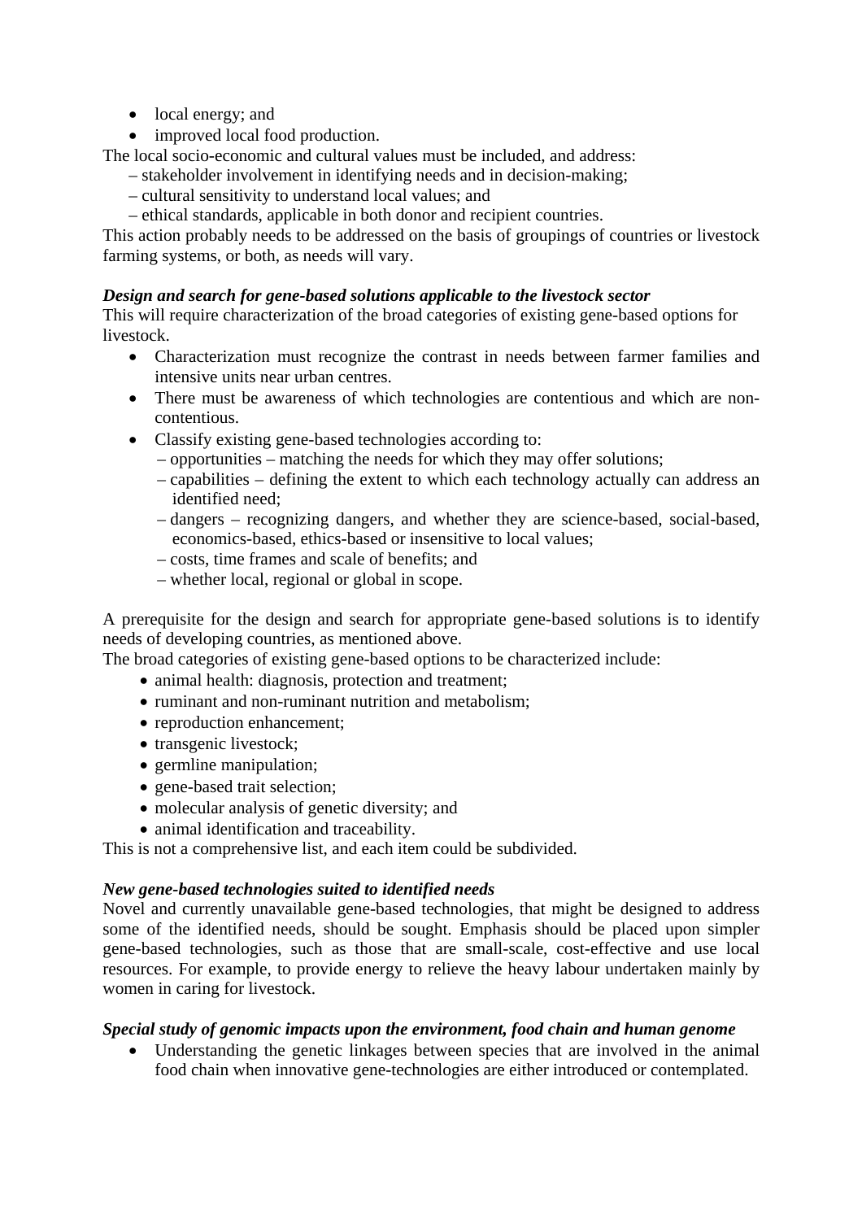- local energy; and
- improved local food production.

The local socio-economic and cultural values must be included, and address:

– stakeholder involvement in identifying needs and in decision-making;
– cultural sensitivity to understand local values; and
– ethical standards, applicable in both donor and recipient countries.

This action probably needs to be addressed on the basis of groupings of countries or livestock farming systems, or both, as needs will vary.

***Design and search for gene-based solutions applicable to the livestock sector***

This will require characterization of the broad categories of existing gene-based options for livestock.

- Characterization must recognize the contrast in needs between farmer families and intensive units near urban centres.
- There must be awareness of which technologies are contentious and which are non-contentious.
- Classify existing gene-based technologies according to:
  – opportunities – matching the needs for which they may offer solutions;
  – capabilities – defining the extent to which each technology actually can address an identified need;
  – dangers – recognizing dangers, and whether they are science-based, social-based, economics-based, ethics-based or insensitive to local values;
  – costs, time frames and scale of benefits; and
  – whether local, regional or global in scope.

A prerequisite for the design and search for appropriate gene-based solutions is to identify needs of developing countries, as mentioned above.

The broad categories of existing gene-based options to be characterized include:

- animal health: diagnosis, protection and treatment;
- ruminant and non-ruminant nutrition and metabolism;
- reproduction enhancement;
- transgenic livestock;
- germline manipulation;
- gene-based trait selection;
- molecular analysis of genetic diversity; and
- animal identification and traceability.

This is not a comprehensive list, and each item could be subdivided.

***New gene-based technologies suited to identified needs***

Novel and currently unavailable gene-based technologies, that might be designed to address some of the identified needs, should be sought. Emphasis should be placed upon simpler gene-based technologies, such as those that are small-scale, cost-effective and use local resources. For example, to provide energy to relieve the heavy labour undertaken mainly by women in caring for livestock.

***Special study of genomic impacts upon the environment, food chain and human genome***

- Understanding the genetic linkages between species that are involved in the animal food chain when innovative gene-technologies are either introduced or contemplated.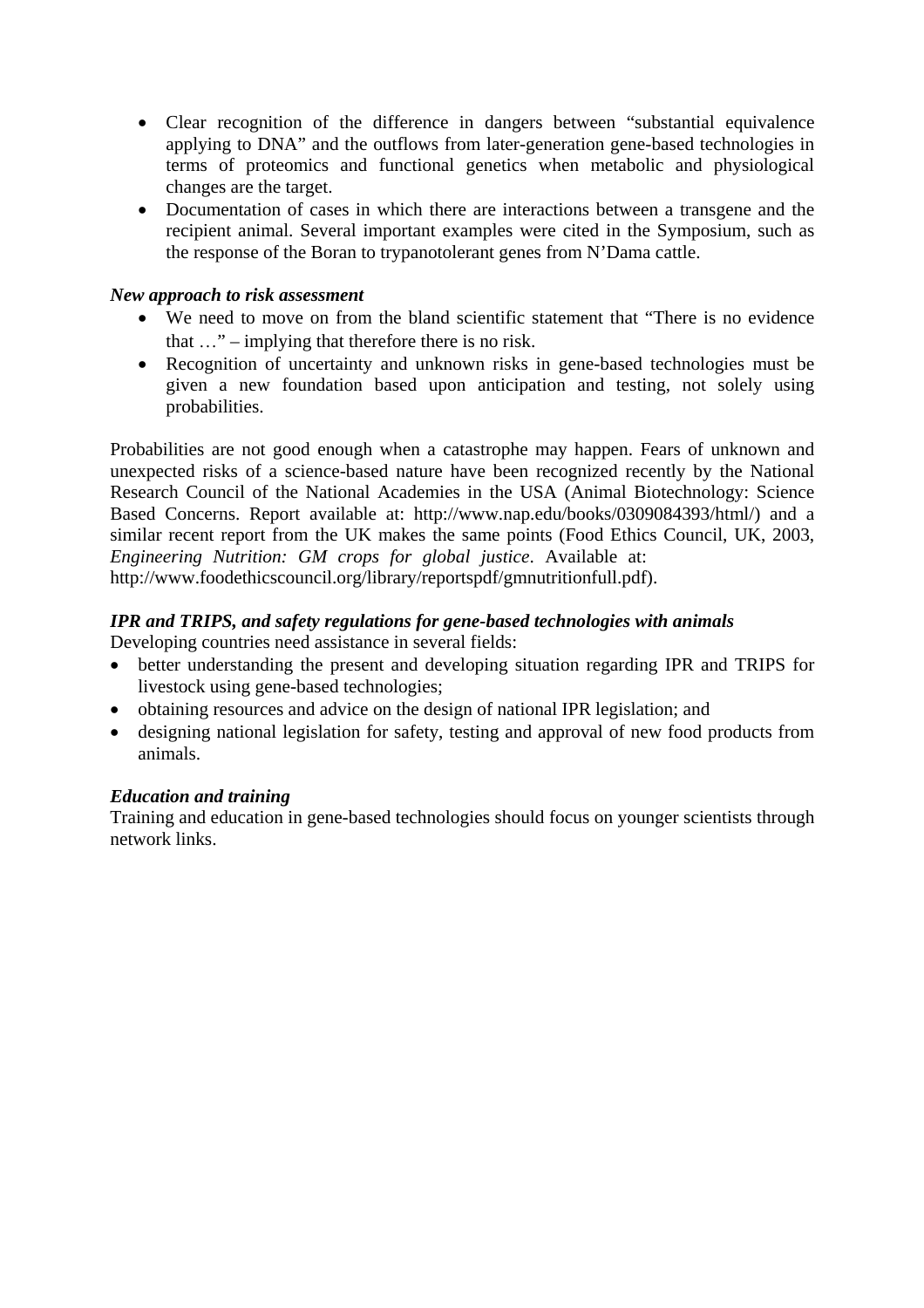- Clear recognition of the difference in dangers between "substantial equivalence applying to DNA" and the outflows from later-generation gene-based technologies in terms of proteomics and functional genetics when metabolic and physiological changes are the target.
- Documentation of cases in which there are interactions between a transgene and the recipient animal. Several important examples were cited in the Symposium, such as the response of the Boran to trypanotolerant genes from N'Dama cattle.

***New approach to risk assessment***

- We need to move on from the bland scientific statement that "There is no evidence that …" – implying that therefore there is no risk.
- Recognition of uncertainty and unknown risks in gene-based technologies must be given a new foundation based upon anticipation and testing, not solely using probabilities.

Probabilities are not good enough when a catastrophe may happen. Fears of unknown and unexpected risks of a science-based nature have been recognized recently by the National Research Council of the National Academies in the USA (Animal Biotechnology: Science Based Concerns. Report available at: http://www.nap.edu/books/0309084393/html/) and a similar recent report from the UK makes the same points (Food Ethics Council, UK, 2003, *Engineering Nutrition: GM crops for global justice*. Available at: http://www.foodethicscouncil.org/library/reportspdf/gmnutritionfull.pdf).

***IPR and TRIPS, and safety regulations for gene-based technologies with animals***

Developing countries need assistance in several fields:

- better understanding the present and developing situation regarding IPR and TRIPS for livestock using gene-based technologies;
- obtaining resources and advice on the design of national IPR legislation; and
- designing national legislation for safety, testing and approval of new food products from animals.

***Education and training***

Training and education in gene-based technologies should focus on younger scientists through network links.